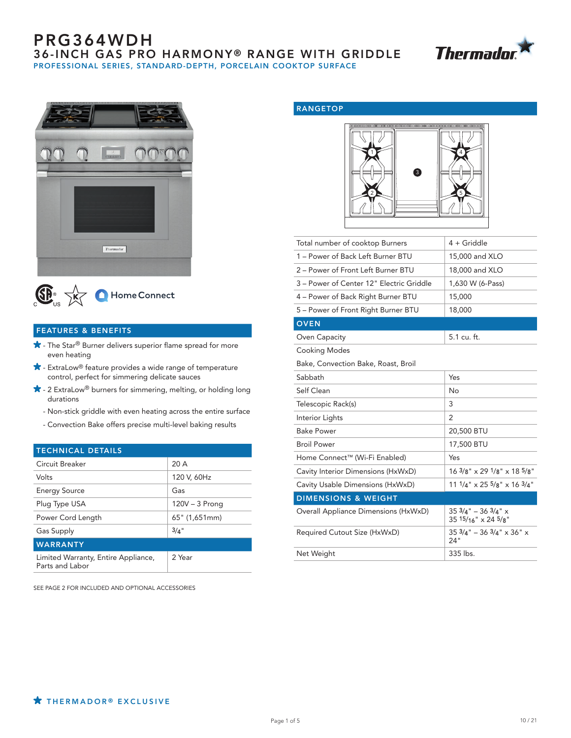# PRG364WDH

## 36-INCH GAS PRO HARMONY® RANGE WITH GRIDDLE

PROFESSIONAL SERIES, STANDARD-DEPTH, PORCELAIN COOKTOP SURFACE

Home Connect

## FEATURES & BENEFITS

- ★ - The Star® Burner delivers superior flame spread for more even heating
- ★ - ExtraLow® feature provides a wide range of temperature control, perfect for simmering delicate sauces
- ★ - 2 ExtraLow® burners for simmering, melting, or holding long durations
- Non-stick griddle with even heating across the entire surface
- Convection Bake offers precise multi-level baking results

## TECHNICAL DETAILS

| | |
|---|---|
| Circuit Breaker | 20 A |
| Volts | 120 V, 60Hz |
| Energy Source | Gas |
| Plug Type USA | 120V – 3 Prong |
| Power Cord Length | 65" (1,651mm) |
| Gas Supply | 3/4" |

## WARRANTY

| | |
|---|---|
| Limited Warranty, Entire Appliance, Parts and Labor | 2 Year |

SEE PAGE 2 FOR INCLUDED AND OPTIONAL ACCESSORIES

## RANGETOP

| | |
|---|---|
| Total number of cooktop Burners | 4 + Griddle |
| 1 – Power of Back Left Burner BTU | 15,000 and XLO |
| 2 – Power of Front Left Burner BTU | 18,000 and XLO |
| 3 – Power of Center 12" Electric Griddle | 1,630 W (6-Pass) |
| 4 – Power of Back Right Burner BTU | 15,000 |
| 5 – Power of Front Right Burner BTU | 18,000 |

## OVEN

| | |
|---|---|
| Oven Capacity | 5.1 cu. ft. |
| Cooking Modes | |
| Bake, Convection Bake, Roast, Broil | |
| Sabbath | Yes |
| Self Clean | No |
| Telescopic Rack(s) | 3 |
| Interior Lights | 2 |
| Bake Power | 20,500 BTU |
| Broil Power | 17,500 BTU |
| Home Connect™ (Wi-Fi Enabled) | Yes |
| Cavity Interior Dimensions (HxWxD) | 16 3/8" x 29 1/8" x 18 5/8" |
| Cavity Usable Dimensions (HxWxD) | 11 1/4" x 25 5/8" x 16 3/4" |

## DIMENSIONS & WEIGHT

| | |
|---|---|
| Overall Appliance Dimensions (HxWxD) | 35 3/4" – 36 3/4" x 35 15/16" x 24 5/8" |
| Required Cutout Size (HxWxD) | 35 3/4" – 36 3/4" x 36" x 24" |
| Net Weight | 335 lbs. |

★ THERMADOR® EXCLUSIVE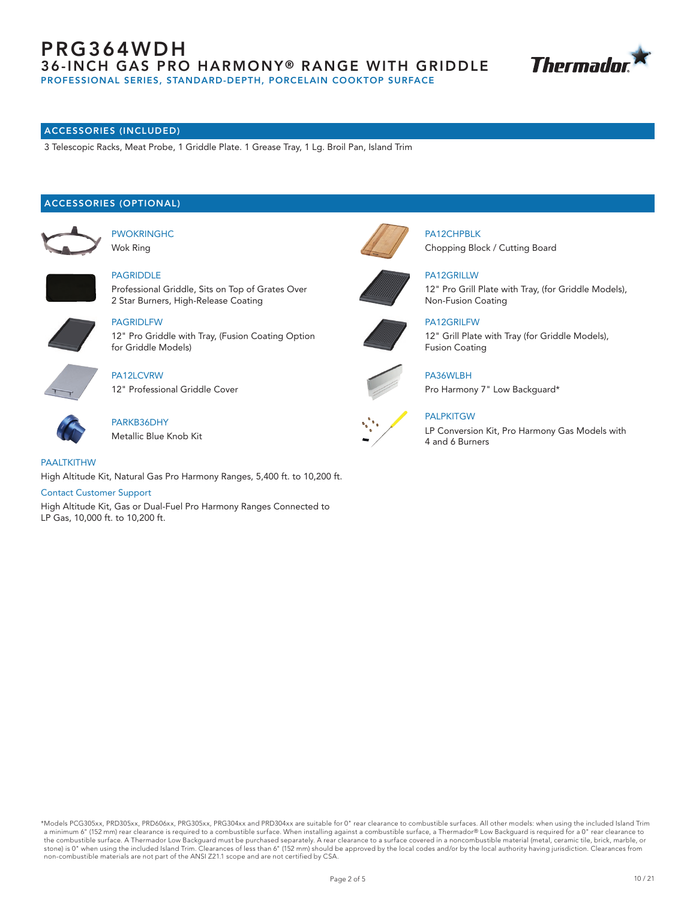# PRG364WDH

## 36-INCH GAS PRO HARMONY® RANGE WITH GRIDDLE

PROFESSIONAL SERIES, STANDARD-DEPTH, PORCELAIN COOKTOP SURFACE

## ACCESSORIES (INCLUDED)

3 Telescopic Racks, Meat Probe, 1 Griddle Plate. 1 Grease Tray, 1 Lg. Broil Pan, Island Trim

## ACCESSORIES (OPTIONAL)

PWOKRINGHC
Wok Ring

PAGRIDDLE
Professional Griddle, Sits on Top of Grates Over 2 Star Burners, High-Release Coating

PAGRIDLFW
12" Pro Griddle with Tray, (Fusion Coating Option for Griddle Models)

PA12LCVRW
12" Professional Griddle Cover

PARKB36DHY
Metallic Blue Knob Kit

PA12CHPBLK
Chopping Block / Cutting Board

PA12GRILLW
12" Pro Grill Plate with Tray, (for Griddle Models), Non-Fusion Coating

PA12GRILFW
12" Grill Plate with Tray (for Griddle Models), Fusion Coating

PA36WLBH
Pro Harmony 7" Low Backguard*

PALPKITGW
LP Conversion Kit, Pro Harmony Gas Models with 4 and 6 Burners

PAALTKITHW
High Altitude Kit, Natural Gas Pro Harmony Ranges, 5,400 ft. to 10,200 ft.

Contact Customer Support
High Altitude Kit, Gas or Dual-Fuel Pro Harmony Ranges Connected to LP Gas, 10,000 ft. to 10,200 ft.

*Models PCG305xx, PRD305xx, PRD606xx, PRG305xx, PRG304xx and PRD304xx are suitable for 0" rear clearance to combustible surfaces. All other models: when using the included Island Trim a minimum 6" (152 mm) rear clearance is required to a combustible surface. When installing against a combustible surface, a Thermador® Low Backguard is required for a 0" rear clearance to the combustible surface. A Thermador Low Backguard must be purchased separately. A rear clearance to a surface covered in a noncombustible material (metal, ceramic tile, brick, marble, or stone) is 0" when using the included Island Trim. Clearances of less than 6" (152 mm) should be approved by the local codes and/or by the local authority having jurisdiction. Clearances from non-combustible materials are not part of the ANSI Z21.1 scope and are not certified by CSA.

10 / 21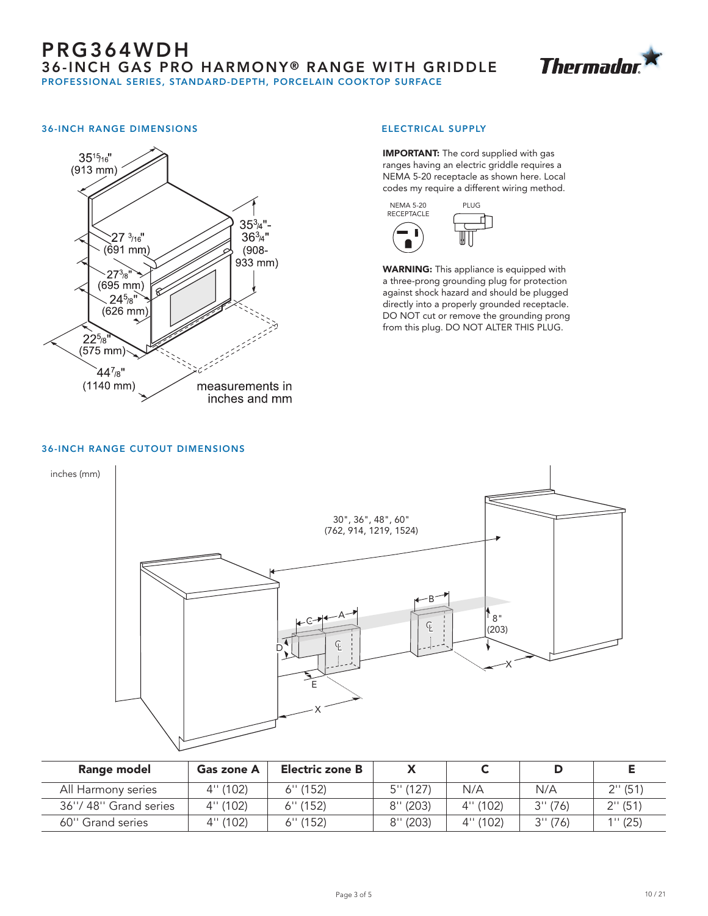# PRG364WDH

## 36-INCH GAS PRO HARMONY® RANGE WITH GRIDDLE

PROFESSIONAL SERIES, STANDARD-DEPTH, PORCELAIN COOKTOP SURFACE

### 36-INCH RANGE DIMENSIONS

35 15/16" (913 mm)

27 3/16" (691 mm)

27 3/8" (695 mm)

24 5/8" (626 mm)

22 5/8" (575 mm)

44 7/8" (1140 mm)

35 3/4"- 36 3/4" (908- 933 mm)

measurements in inches and mm

### ELECTRICAL SUPPLY

**IMPORTANT:** The cord supplied with gas ranges having an electric griddle requires a NEMA 5-20 receptacle as shown here. Local codes my require a different wiring method.

NEMA 5-20 RECEPTACLE

PLUG

**WARNING:** This appliance is equipped with a three-prong grounding plug for protection against shock hazard and should be plugged directly into a properly grounded receptacle. DO NOT cut or remove the grounding prong from this plug. DO NOT ALTER THIS PLUG.

### 36-INCH RANGE CUTOUT DIMENSIONS

inches (mm)

30", 36", 48", 60" (762, 914, 1219, 1524)

8" (203)

| Range model | Gas zone A | Electric zone B | X | C | D | E |
|---|---|---|---|---|---|---|
| All Harmony series | 4'' (102) | 6'' (152) | 5'' (127) | N/A | N/A | 2'' (51) |
| 36''/ 48'' Grand series | 4'' (102) | 6'' (152) | 8'' (203) | 4'' (102) | 3'' (76) | 2'' (51) |
| 60'' Grand series | 4'' (102) | 6'' (152) | 8'' (203) | 4'' (102) | 3'' (76) | 1'' (25) |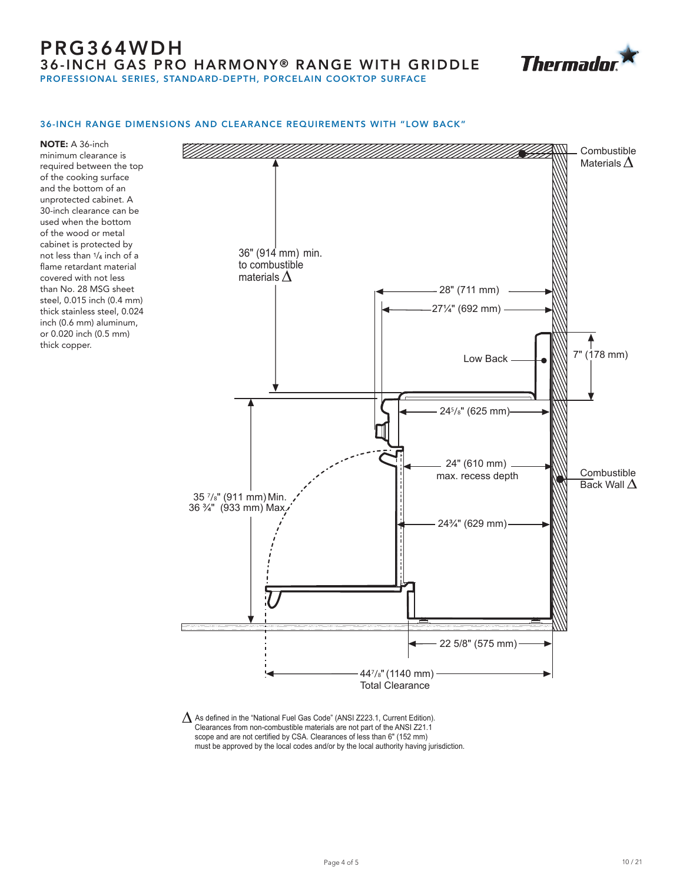# PRG364WDH

## 36-INCH GAS PRO HARMONY® RANGE WITH GRIDDLE

PROFESSIONAL SERIES, STANDARD-DEPTH, PORCELAIN COOKTOP SURFACE

### 36-INCH RANGE DIMENSIONS AND CLEARANCE REQUIREMENTS WITH "LOW BACK"

**NOTE:** A 36-inch minimum clearance is required between the top of the cooking surface and the bottom of an unprotected cabinet. A 30-inch clearance can be used when the bottom of the wood or metal cabinet is protected by not less than 1/4 inch of a flame retardant material covered with not less than No. 28 MSG sheet steel, 0.015 inch (0.4 mm) thick stainless steel, 0.024 inch (0.6 mm) aluminum, or 0.020 inch (0.5 mm) thick copper.

Combustible Materials Δ

36" (914 mm) min. to combustible materials Δ

28" (711 mm)

27¼" (692 mm)

Low Back

7" (178 mm)

24⅝" (625 mm)

24" (610 mm) max. recess depth

Combustible Back Wall Δ

35 ⅞" (911 mm) Min.
36 ¾" (933 mm) Max.

24¾" (629 mm)

22 5/8" (575 mm)

44⅞" (1140 mm) Total Clearance

Δ As defined in the "National Fuel Gas Code" (ANSI Z223.1, Current Edition). Clearances from non-combustible materials are not part of the ANSI Z21.1 scope and are not certified by CSA. Clearances of less than 6" (152 mm) must be approved by the local codes and/or by the local authority having jurisdiction.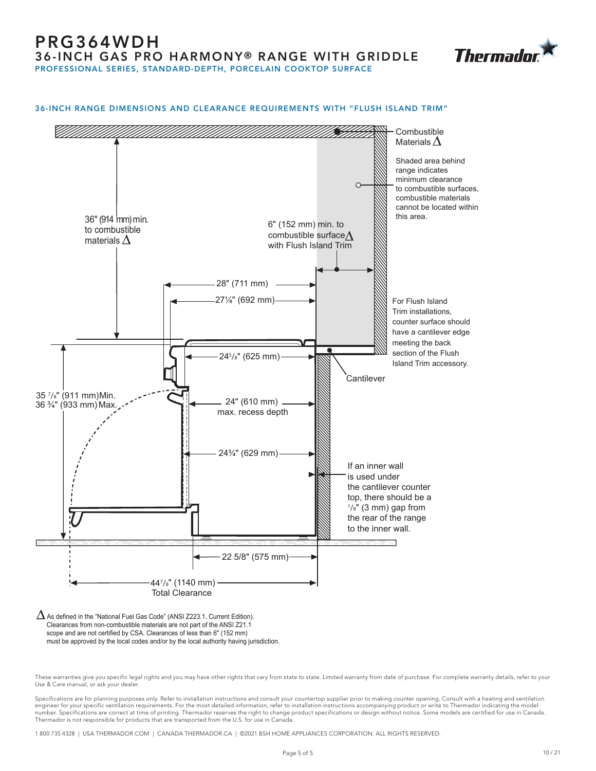# PRG364WDH

## 36-INCH GAS PRO HARMONY® RANGE WITH GRIDDLE

### PROFESSIONAL SERIES, STANDARD-DEPTH, PORCELAIN COOKTOP SURFACE

### 36-INCH RANGE DIMENSIONS AND CLEARANCE REQUIREMENTS WITH "FLUSH ISLAND TRIM"

Combustible Materials Δ

Shaded area behind range indicates minimum clearance to combustible surfaces, combustible materials cannot be located within this area.

36" (914 mm) min. to combustible materials Δ

6" (152 mm) min. to combustible surface Δ with Flush Island Trim

28" (711 mm)

27¼" (692 mm)

For Flush Island Trim installations, counter surface should have a cantilever edge meeting the back section of the Flush Island Trim accessory.

24⁵⁄₈" (625 mm)

Cantilever

35 ⁷⁄₈" (911 mm) Min.
36 ¾" (933 mm) Max.

24" (610 mm) max. recess depth

24¾" (629 mm)

If an inner wall is used under the cantilever counter top, there should be a ¹⁄₈" (3 mm) gap from the rear of the range to the inner wall.

22 5/8" (575 mm)

44⁷⁄₈" (1140 mm) Total Clearance

Δ As defined in the "National Fuel Gas Code" (ANSI Z223.1, Current Edition). Clearances from non-combustible materials are not part of the ANSI Z21.1 scope and are not certified by CSA. Clearances of less than 6" (152 mm) must be approved by the local codes and/or by the local authority having jurisdiction.

These warranties give you specific legal rights and you may have other rights that vary from state to state. Limited warranty from date of purchase. For complete warranty details, refer to your Use & Care manual, or ask your dealer.

Specifications are for planning purposes only. Refer to installation instructions and consult your countertop supplier prior to making counter opening. Consult with a heating and ventilation engineer for your specific ventilation requirements. For the most detailed information, refer to installation instructions accompanying product or write to Thermador indicating the model number. Specifications are correct at time of printing. Thermador reserves the right to change product specifications or design without notice. Some models are certified for use in Canada. Thermador is not responsible for products that are transported from the U.S. for use in Canada.

1 800 735 4328 | USA THERMADOR.COM | CANADA THERMADOR.CA | ©2021 BSH HOME APPLIANCES CORPORATION. ALL RIGHTS RESERVED.

10 / 21